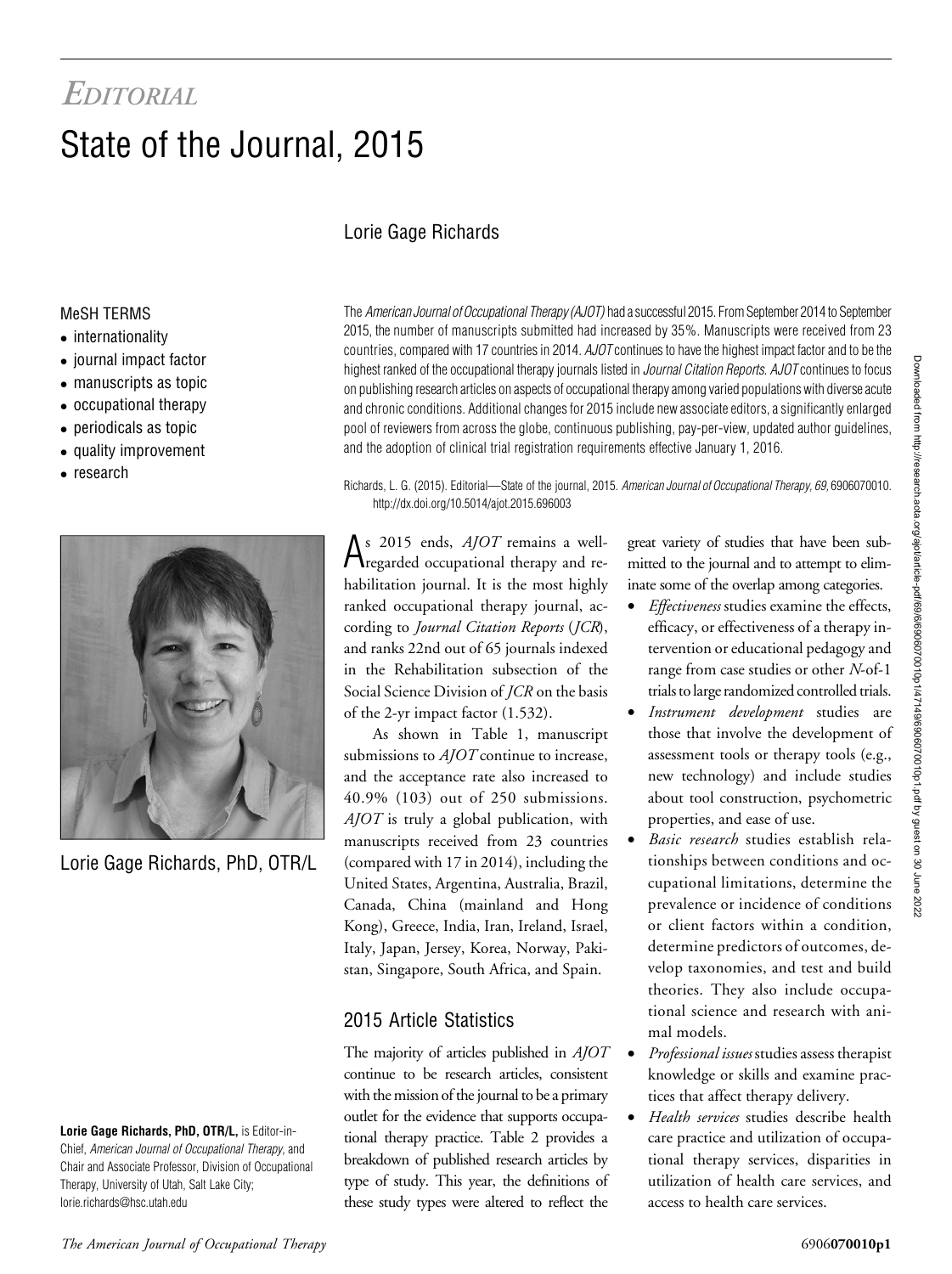*EDITORIAL*

# State of the Journal, 2015

Lorie Gage Richards

MeSH TERMS

- internationality
- journal impact factor
- manuscripts as topic
- occupational therapy
- periodicals as topic
- quality improvement
- research

Lorie Gage Richards, PhD, OTR/L

**Lorie Gage Richards, PhD, OTR/L,** is Editor-in-Chief, *American Journal of Occupational Therapy,* and Chair and Associate Professor, Division of Occupational Therapy, University of Utah, Salt Lake City; lorie.richards@hsc.utah.edu

The *American Journal of Occupational Therapy (AJOT)* had a successful 2015. From September 2014 to September 2015, the number of manuscripts submitted had increased by 35%. Manuscripts were received from 23 countries, compared with 17 countries in 2014. *AJOT* continues to have the highest impact factor and to be the highest ranked of the occupational therapy journals listed in *Journal Citation Reports*. *AJOT* continues to focus on publishing research articles on aspects of occupational therapy among varied populations with diverse acute and chronic conditions. Additional changes for 2015 include new associate editors, a significantly enlarged pool of reviewers from across the globe, continuous publishing, pay-per-view, updated author guidelines, and the adoption of clinical trial registration requirements effective January 1, 2016.

Richards, L. G. (2015). Editorial—State of the journal, 2015. *American Journal of Occupational Therapy, 69,* 6906070010. http://dx.doi.org/10.5014/ajot.2015.696003

As 2015 ends, *AJOT* remains a well-regarded occupational therapy and rehabilitation journal. It is the most highly ranked occupational therapy journal, according to *Journal Citation Reports* (*JCR*), and ranks 22nd out of 65 journals indexed in the Rehabilitation subsection of the Social Science Division of *JCR* on the basis of the 2-yr impact factor (1.532).

As shown in Table 1, manuscript submissions to *AJOT* continue to increase, and the acceptance rate also increased to 40.9% (103) out of 250 submissions. *AJOT* is truly a global publication, with manuscripts received from 23 countries (compared with 17 in 2014), including the United States, Argentina, Australia, Brazil, Canada, China (mainland and Hong Kong), Greece, India, Iran, Ireland, Israel, Italy, Japan, Jersey, Korea, Norway, Pakistan, Singapore, South Africa, and Spain.

## 2015 Article Statistics

The majority of articles published in *AJOT* continue to be research articles, consistent with the mission of the journal to be a primary outlet for the evidence that supports occupational therapy practice. Table 2 provides a breakdown of published research articles by type of study. This year, the definitions of these study types were altered to reflect the great variety of studies that have been submitted to the journal and to attempt to eliminate some of the overlap among categories.

- *Effectiveness* studies examine the effects, efficacy, or effectiveness of a therapy intervention or educational pedagogy and range from case studies or other *N*-of-1 trials to large randomized controlled trials.
- *Instrument development* studies are those that involve the development of assessment tools or therapy tools (e.g., new technology) and include studies about tool construction, psychometric properties, and ease of use.
- *Basic research* studies establish relationships between conditions and occupational limitations, determine the prevalence or incidence of conditions or client factors within a condition, determine predictors of outcomes, develop taxonomies, and test and build theories. They also include occupational science and research with animal models.
- *Professional issues* studies assess therapist knowledge or skills and examine practices that affect therapy delivery.
- *Health services* studies describe health care practice and utilization of occupational therapy services, disparities in utilization of health care services, and access to health care services.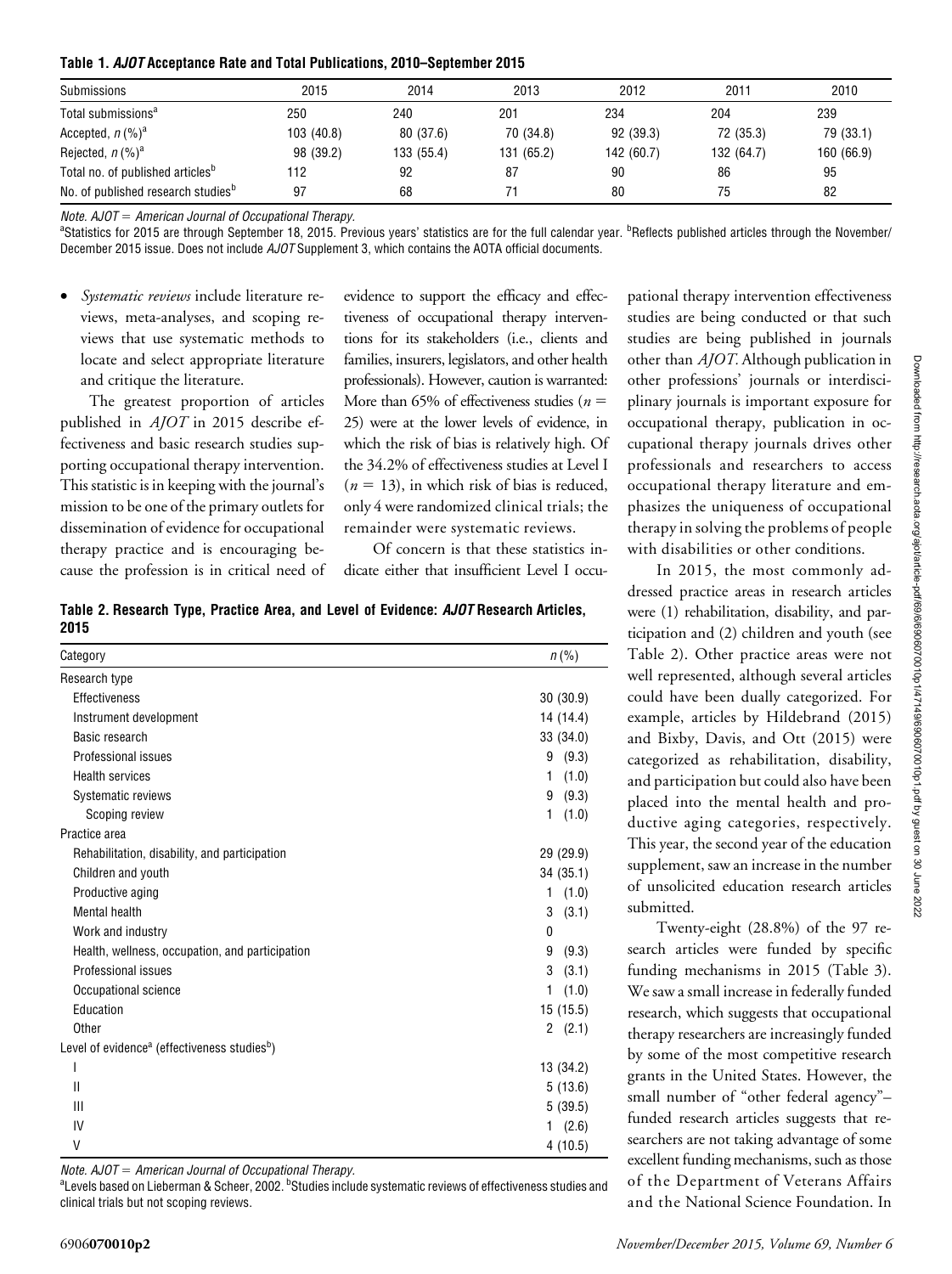**Table 1. *AJOT* Acceptance Rate and Total Publications, 2010–September 2015**

| Submissions | 2015 | 2014 | 2013 | 2012 | 2011 | 2010 |
|---|---|---|---|---|---|---|
| Total submissions[a] | 250 | 240 | 201 | 234 | 204 | 239 |
| Accepted, *n* (%)[a] | 103 (40.8) | 80 (37.6) | 70 (34.8) | 92 (39.3) | 72 (35.3) | 79 (33.1) |
| Rejected, *n* (%)[a] | 98 (39.2) | 133 (55.4) | 131 (65.2) | 142 (60.7) | 132 (64.7) | 160 (66.9) |
| Total no. of published articles[b] | 112 | 92 | 87 | 90 | 86 | 95 |
| No. of published research studies[b] | 97 | 68 | 71 | 80 | 75 | 82 |

*Note. AJOT = American Journal of Occupational Therapy.*
[a]Statistics for 2015 are through September 18, 2015. Previous years' statistics are for the full calendar year. [b]Reflects published articles through the November/December 2015 issue. Does not include *AJOT* Supplement 3, which contains the AOTA official documents.

- *Systematic reviews* include literature reviews, meta-analyses, and scoping reviews that use systematic methods to locate and select appropriate literature and critique the literature.

The greatest proportion of articles published in *AJOT* in 2015 describe effectiveness and basic research studies supporting occupational therapy intervention. This statistic is in keeping with the journal's mission to be one of the primary outlets for dissemination of evidence for occupational therapy practice and is encouraging because the profession is in critical need of evidence to support the efficacy and effectiveness of occupational therapy interventions for its stakeholders (i.e., clients and families, insurers, legislators, and other health professionals). However, caution is warranted: More than 65% of effectiveness studies ($n = 25$) were at the lower levels of evidence, in which the risk of bias is relatively high. Of the 34.2% of effectiveness studies at Level I ($n = 13$), in which risk of bias is reduced, only 4 were randomized clinical trials; the remainder were systematic reviews.

Of concern is that these statistics indicate either that insufficient Level I occupational therapy intervention effectiveness studies are being conducted or that such studies are being published in journals other than *AJOT*. Although publication in other professions' journals or interdisciplinary journals is important exposure for occupational therapy, publication in occupational therapy journals drives other professionals and researchers to access occupational therapy literature and emphasizes the uniqueness of occupational therapy in solving the problems of people with disabilities or other conditions.

**Table 2. Research Type, Practice Area, and Level of Evidence: *AJOT* Research Articles, 2015**

| Category | *n* (%) |
|---|---|
| Research type | |
| Effectiveness | 30 (30.9) |
| Instrument development | 14 (14.4) |
| Basic research | 33 (34.0) |
| Professional issues | 9 (9.3) |
| Health services | 1 (1.0) |
| Systematic reviews | 9 (9.3) |
| Scoping review | 1 (1.0) |
| Practice area | |
| Rehabilitation, disability, and participation | 29 (29.9) |
| Children and youth | 34 (35.1) |
| Productive aging | 1 (1.0) |
| Mental health | 3 (3.1) |
| Work and industry | 0 |
| Health, wellness, occupation, and participation | 9 (9.3) |
| Professional issues | 3 (3.1) |
| Occupational science | 1 (1.0) |
| Education | 15 (15.5) |
| Other | 2 (2.1) |
| Level of evidence[a] (effectiveness studies[b]) | |
| I | 13 (34.2) |
| II | 5 (13.6) |
| III | 5 (39.5) |
| IV | 1 (2.6) |
| V | 4 (10.5) |

*Note. AJOT = American Journal of Occupational Therapy.*
[a]Levels based on Lieberman & Scheer, 2002. [b]Studies include systematic reviews of effectiveness studies and clinical trials but not scoping reviews.

In 2015, the most commonly addressed practice areas in research articles were (1) rehabilitation, disability, and participation and (2) children and youth (see Table 2). Other practice areas were not well represented, although several articles could have been dually categorized. For example, articles by Hildebrand (2015) and Bixby, Davis, and Ott (2015) were categorized as rehabilitation, disability, and participation but could also have been placed into the mental health and productive aging categories, respectively. This year, the second year of the education supplement, saw an increase in the number of unsolicited education research articles submitted.

Twenty-eight (28.8%) of the 97 research articles were funded by specific funding mechanisms in 2015 (Table 3). We saw a small increase in federally funded research, which suggests that occupational therapy researchers are increasingly funded by some of the most competitive research grants in the United States. However, the small number of "other federal agency"–funded research articles suggests that researchers are not taking advantage of some excellent funding mechanisms, such as those of the Department of Veterans Affairs and the National Science Foundation. In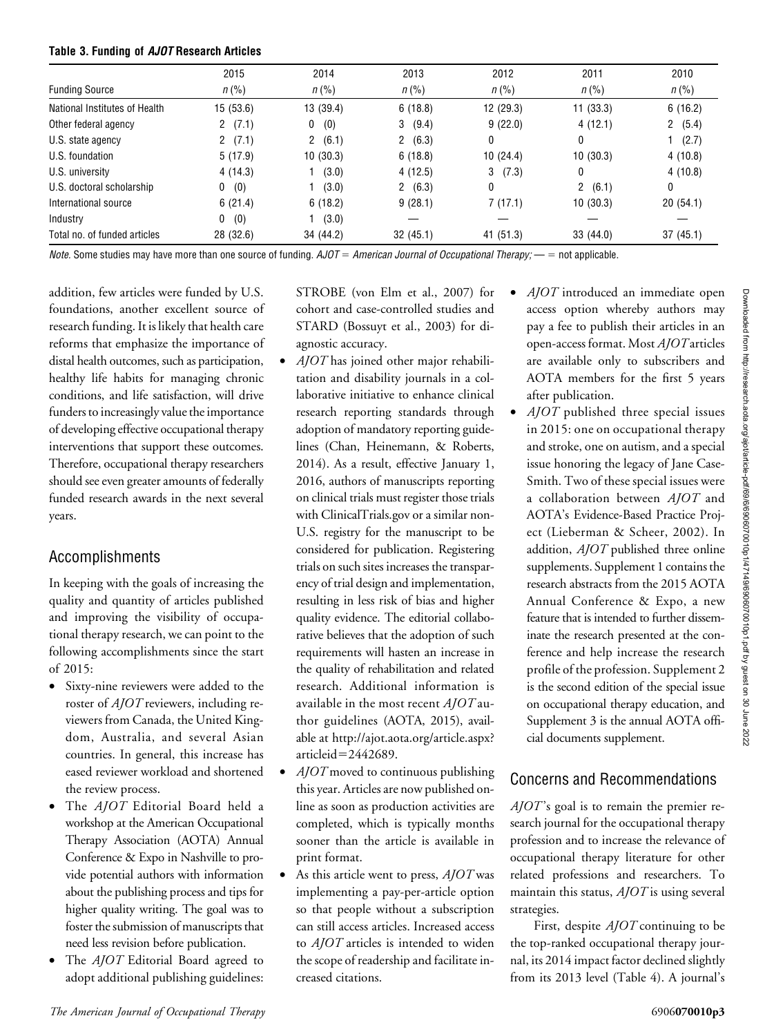**Table 3. Funding of *AJOT* Research Articles**

| Funding Source | 2015 | 2014 | 2013 | 2012 | 2011 | 2010 |
|---|---|---|---|---|---|---|
| | *n* (%) | *n* (%) | *n* (%) | *n* (%) | *n* (%) | *n* (%) |
| National Institutes of Health | 15 (53.6) | 13 (39.4) | 6 (18.8) | 12 (29.3) | 11 (33.3) | 6 (16.2) |
| Other federal agency | 2 (7.1) | 0 (0) | 3 (9.4) | 9 (22.0) | 4 (12.1) | 2 (5.4) |
| U.S. state agency | 2 (7.1) | 2 (6.1) | 2 (6.3) | 0 | 0 | 1 (2.7) |
| U.S. foundation | 5 (17.9) | 10 (30.3) | 6 (18.8) | 10 (24.4) | 10 (30.3) | 4 (10.8) |
| U.S. university | 4 (14.3) | 1 (3.0) | 4 (12.5) | 3 (7.3) | 0 | 4 (10.8) |
| U.S. doctoral scholarship | 0 (0) | 1 (3.0) | 2 (6.3) | 0 | 2 (6.1) | 0 |
| International source | 6 (21.4) | 6 (18.2) | 9 (28.1) | 7 (17.1) | 10 (30.3) | 20 (54.1) |
| Industry | 0 (0) | 1 (3.0) | — | — | — | — |
| Total no. of funded articles | 28 (32.6) | 34 (44.2) | 32 (45.1) | 41 (51.3) | 33 (44.0) | 37 (45.1) |

*Note.* Some studies may have more than one source of funding. *AJOT* = *American Journal of Occupational Therapy;* — = not applicable.

addition, few articles were funded by U.S. foundations, another excellent source of research funding. It is likely that health care reforms that emphasize the importance of distal health outcomes, such as participation, healthy life habits for managing chronic conditions, and life satisfaction, will drive funders to increasingly value the importance of developing effective occupational therapy interventions that support these outcomes. Therefore, occupational therapy researchers should see even greater amounts of federally funded research awards in the next several years.

## Accomplishments

In keeping with the goals of increasing the quality and quantity of articles published and improving the visibility of occupational therapy research, we can point to the following accomplishments since the start of 2015:

- Sixty-nine reviewers were added to the roster of *AJOT* reviewers, including reviewers from Canada, the United Kingdom, Australia, and several Asian countries. In general, this increase has eased reviewer workload and shortened the review process.
- The *AJOT* Editorial Board held a workshop at the American Occupational Therapy Association (AOTA) Annual Conference & Expo in Nashville to provide potential authors with information about the publishing process and tips for higher quality writing. The goal was to foster the submission of manuscripts that need less revision before publication.
- The *AJOT* Editorial Board agreed to adopt additional publishing guidelines: STROBE (von Elm et al., 2007) for cohort and case-controlled studies and STARD (Bossuyt et al., 2003) for diagnostic accuracy.
- *AJOT* has joined other major rehabilitation and disability journals in a collaborative initiative to enhance clinical research reporting standards through adoption of mandatory reporting guidelines (Chan, Heinemann, & Roberts, 2014). As a result, effective January 1, 2016, authors of manuscripts reporting on clinical trials must register those trials with ClinicalTrials.gov or a similar non-U.S. registry for the manuscript to be considered for publication. Registering trials on such sites increases the transparency of trial design and implementation, resulting in less risk of bias and higher quality evidence. The editorial collaborative believes that the adoption of such requirements will hasten an increase in the quality of rehabilitation and related research. Additional information is available in the most recent *AJOT* author guidelines (AOTA, 2015), available at http://ajot.aota.org/article.aspx?articleid=2442689.
- *AJOT* moved to continuous publishing this year. Articles are now published online as soon as production activities are completed, which is typically months sooner than the article is available in print format.
- As this article went to press, *AJOT* was implementing a pay-per-article option so that people without a subscription can still access articles. Increased access to *AJOT* articles is intended to widen the scope of readership and facilitate increased citations.
- *AJOT* introduced an immediate open access option whereby authors may pay a fee to publish their articles in an open-access format. Most *AJOT* articles are available only to subscribers and AOTA members for the first 5 years after publication.
- *AJOT* published three special issues in 2015: one on occupational therapy and stroke, one on autism, and a special issue honoring the legacy of Jane Case-Smith. Two of these special issues were a collaboration between *AJOT* and AOTA's Evidence-Based Practice Project (Lieberman & Scheer, 2002). In addition, *AJOT* published three online supplements. Supplement 1 contains the research abstracts from the 2015 AOTA Annual Conference & Expo, a new feature that is intended to further disseminate the research presented at the conference and help increase the research profile of the profession. Supplement 2 is the second edition of the special issue on occupational therapy education, and Supplement 3 is the annual AOTA official documents supplement.

## Concerns and Recommendations

*AJOT*'s goal is to remain the premier research journal for the occupational therapy profession and to increase the relevance of occupational therapy literature for other related professions and researchers. To maintain this status, *AJOT* is using several strategies.

First, despite *AJOT* continuing to be the top-ranked occupational therapy journal, its 2014 impact factor declined slightly from its 2013 level (Table 4). A journal's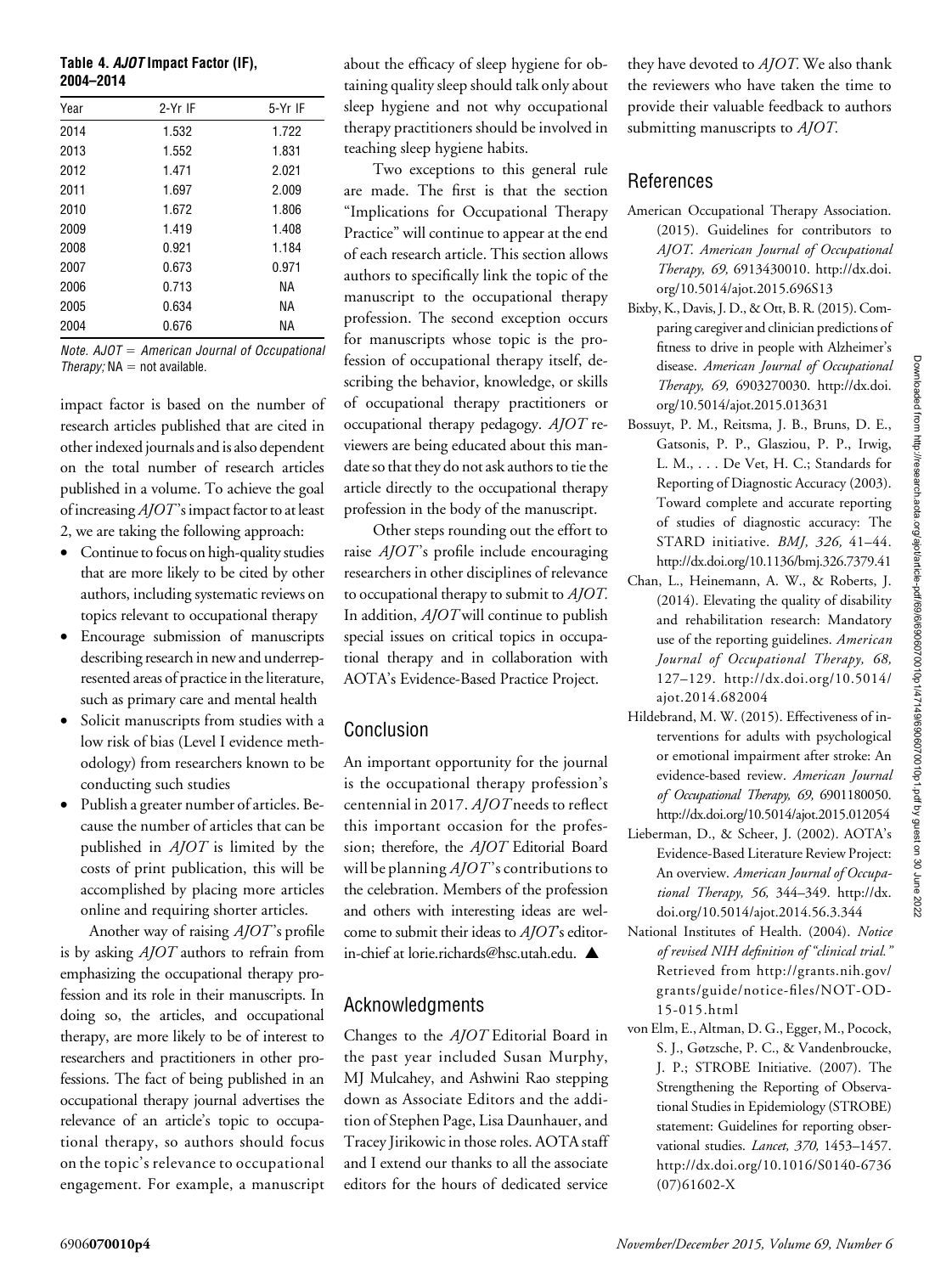**Table 4. *AJOT* Impact Factor (IF), 2004–2014**

| Year | 2-Yr IF | 5-Yr IF |
|---|---|---|
| 2014 | 1.532 | 1.722 |
| 2013 | 1.552 | 1.831 |
| 2012 | 1.471 | 2.021 |
| 2011 | 1.697 | 2.009 |
| 2010 | 1.672 | 1.806 |
| 2009 | 1.419 | 1.408 |
| 2008 | 0.921 | 1.184 |
| 2007 | 0.673 | 0.971 |
| 2006 | 0.713 | NA |
| 2005 | 0.634 | NA |
| 2004 | 0.676 | NA |

*Note.* *AJOT* = *American Journal of Occupational Therapy;* NA = not available.

impact factor is based on the number of research articles published that are cited in other indexed journals and is also dependent on the total number of research articles published in a volume. To achieve the goal of increasing *AJOT*'s impact factor to at least 2, we are taking the following approach:

- Continue to focus on high-quality studies that are more likely to be cited by other authors, including systematic reviews on topics relevant to occupational therapy
- Encourage submission of manuscripts describing research in new and underrepresented areas of practice in the literature, such as primary care and mental health
- Solicit manuscripts from studies with a low risk of bias (Level I evidence methodology) from researchers known to be conducting such studies
- Publish a greater number of articles. Because the number of articles that can be published in *AJOT* is limited by the costs of print publication, this will be accomplished by placing more articles online and requiring shorter articles.

Another way of raising *AJOT*'s profile is by asking *AJOT* authors to refrain from emphasizing the occupational therapy profession and its role in their manuscripts. In doing so, the articles, and occupational therapy, are more likely to be of interest to researchers and practitioners in other professions. The fact of being published in an occupational therapy journal advertises the relevance of an article's topic to occupational therapy, so authors should focus on the topic's relevance to occupational engagement. For example, a manuscript about the efficacy of sleep hygiene for obtaining quality sleep should talk only about sleep hygiene and not why occupational therapy practitioners should be involved in teaching sleep hygiene habits.

Two exceptions to this general rule are made. The first is that the section "Implications for Occupational Therapy Practice" will continue to appear at the end of each research article. This section allows authors to specifically link the topic of the manuscript to the occupational therapy profession. The second exception occurs for manuscripts whose topic is the profession of occupational therapy itself, describing the behavior, knowledge, or skills of occupational therapy practitioners or occupational therapy pedagogy. *AJOT* reviewers are being educated about this mandate so that they do not ask authors to tie the article directly to the occupational therapy profession in the body of the manuscript.

Other steps rounding out the effort to raise *AJOT*'s profile include encouraging researchers in other disciplines of relevance to occupational therapy to submit to *AJOT*. In addition, *AJOT* will continue to publish special issues on critical topics in occupational therapy and in collaboration with AOTA's Evidence-Based Practice Project.

## Conclusion

An important opportunity for the journal is the occupational therapy profession's centennial in 2017. *AJOT* needs to reflect this important occasion for the profession; therefore, the *AJOT* Editorial Board will be planning *AJOT*'s contributions to the celebration. Members of the profession and others with interesting ideas are welcome to submit their ideas to *AJOT*'s editor-in-chief at lorie.richards@hsc.utah.edu. ▲

## Acknowledgments

Changes to the *AJOT* Editorial Board in the past year included Susan Murphy, MJ Mulcahey, and Ashwini Rao stepping down as Associate Editors and the addition of Stephen Page, Lisa Daunhauer, and Tracey Jirikowic in those roles. AOTA staff and I extend our thanks to all the associate editors for the hours of dedicated service they have devoted to *AJOT*. We also thank the reviewers who have taken the time to provide their valuable feedback to authors submitting manuscripts to *AJOT*.

## References

American Occupational Therapy Association. (2015). Guidelines for contributors to *AJOT*. *American Journal of Occupational Therapy, 69,* 6913430010. http://dx.doi.org/10.5014/ajot.2015.696S13

Bixby, K., Davis, J. D., & Ott, B. R. (2015). Comparing caregiver and clinician predictions of fitness to drive in people with Alzheimer's disease. *American Journal of Occupational Therapy, 69,* 6903270030. http://dx.doi.org/10.5014/ajot.2015.013631

Bossuyt, P. M., Reitsma, J. B., Bruns, D. E., Gatsonis, P. P., Glasziou, P. P., Irwig, L. M., . . . De Vet, H. C.; Standards for Reporting of Diagnostic Accuracy (2003). Toward complete and accurate reporting of studies of diagnostic accuracy: The STARD initiative. *BMJ, 326,* 41–44. http://dx.doi.org/10.1136/bmj.326.7379.41

Chan, L., Heinemann, A. W., & Roberts, J. (2014). Elevating the quality of disability and rehabilitation research: Mandatory use of the reporting guidelines. *American Journal of Occupational Therapy, 68,* 127–129. http://dx.doi.org/10.5014/ajot.2014.682004

Hildebrand, M. W. (2015). Effectiveness of interventions for adults with psychological or emotional impairment after stroke: An evidence-based review. *American Journal of Occupational Therapy, 69,* 6901180050. http://dx.doi.org/10.5014/ajot.2015.012054

Lieberman, D., & Scheer, J. (2002). AOTA's Evidence-Based Literature Review Project: An overview. *American Journal of Occupational Therapy, 56,* 344–349. http://dx.doi.org/10.5014/ajot.2014.56.3.344

National Institutes of Health. (2004). *Notice of revised NIH definition of "clinical trial."* Retrieved from http://grants.nih.gov/grants/guide/notice-files/NOT-OD-15-015.html

von Elm, E., Altman, D. G., Egger, M., Pocock, S. J., Gøtzsche, P. C., & Vandenbroucke, J. P.; STROBE Initiative. (2007). The Strengthening the Reporting of Observational Studies in Epidemiology (STROBE) statement: Guidelines for reporting observational studies. *Lancet, 370,* 1453–1457. http://dx.doi.org/10.1016/S0140-6736(07)61602-X